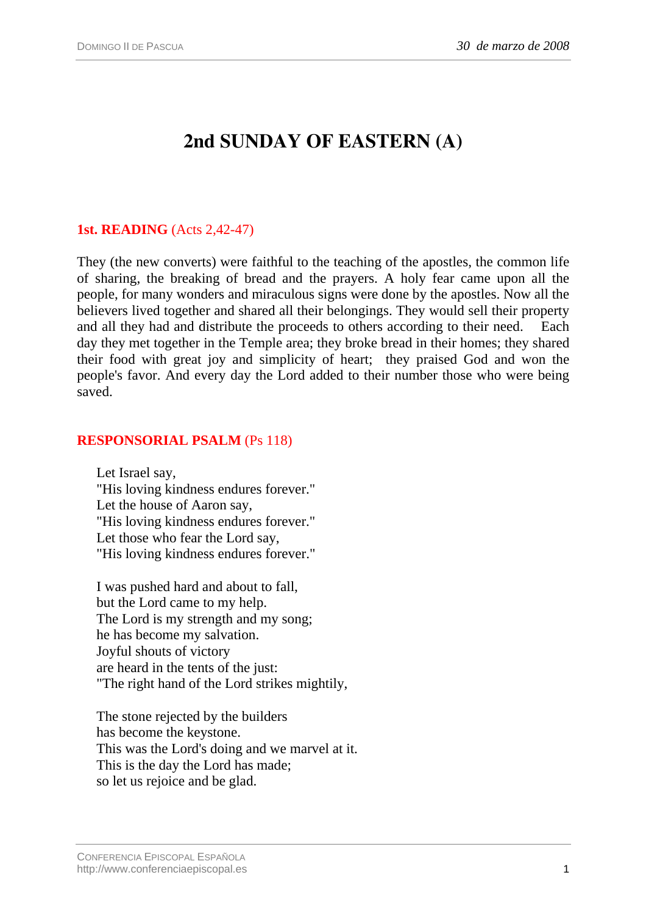# 2nd SUNDAY OF EASTERN (A)

## 1st. READING (Acts 2,42-47)

They (the new converts) were faithful to the teaching of the apostles, the common life of sharing, the breaking of bread and the prayers. A holy fear came upon all the people, for many wonders and miraculous signs were done by the apostles. Now all the believers lived together and shared all their belongings. They would sell their property and all they had and distribute the proceeds to others according to their need. Each day they met together in the Temple area; they broke bread in their homes; they shared their food with great joy and simplicity of heart; they praised God and won the people's favor. And every day the Lord added to their number those who were being saved.

## RESPONSORIAL PSALM (Ps 118)

Let Israel say,  
"His loving kindness endures forever."  
Let the house of Aaron say,  
"His loving kindness endures forever."  
Let those who fear the Lord say,  
"His loving kindness endures forever."

I was pushed hard and about to fall,  
but the Lord came to my help.  
The Lord is my strength and my song;  
he has become my salvation.  
Joyful shouts of victory  
are heard in the tents of the just:  
"The right hand of the Lord strikes mightily,

The stone rejected by the builders  
has become the keystone.  
This was the Lord's doing and we marvel at it.  
This is the day the Lord has made;  
so let us rejoice and be glad.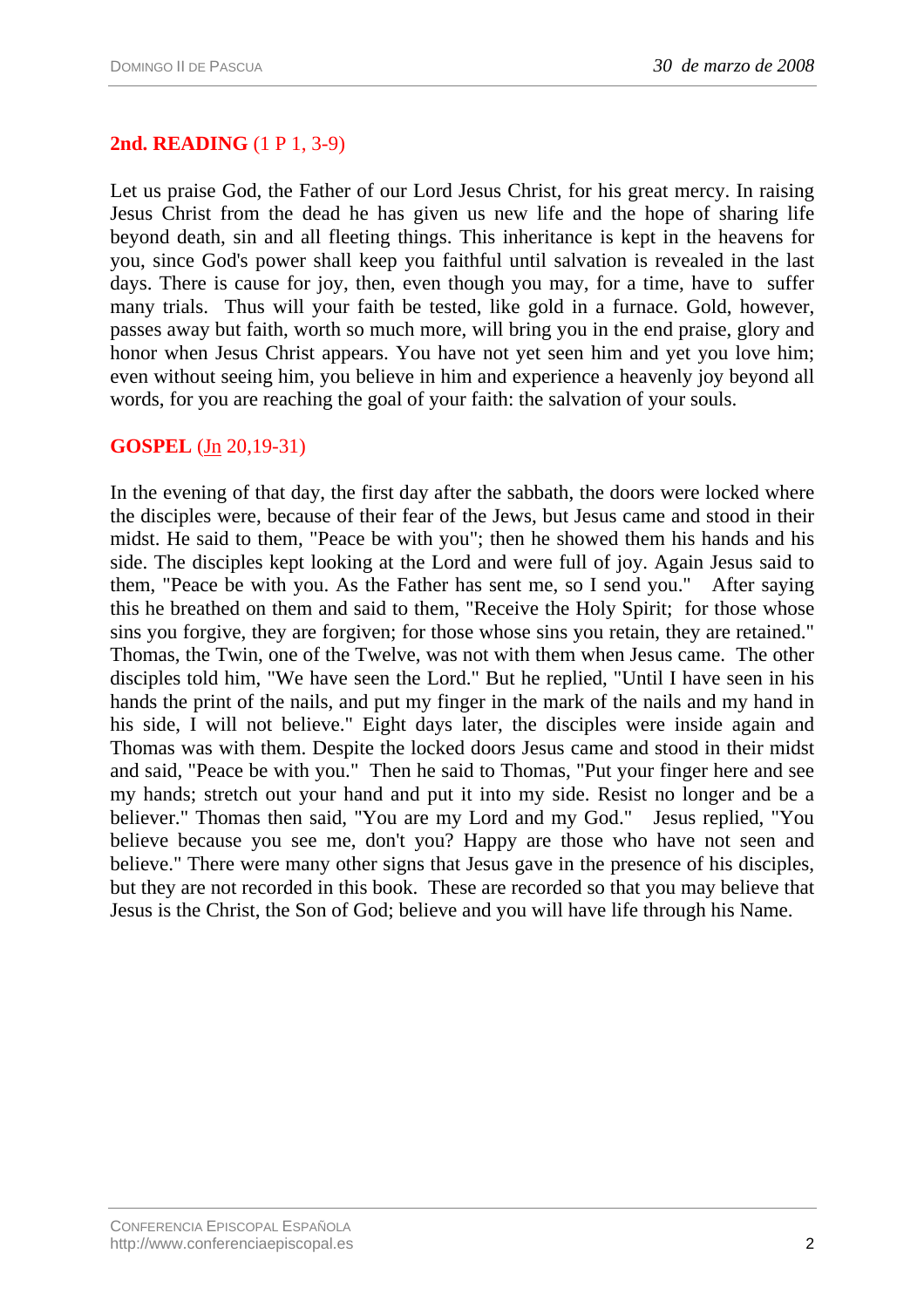**2nd. READING** (1 P 1, 3-9)

Let us praise God, the Father of our Lord Jesus Christ, for his great mercy. In raising Jesus Christ from the dead he has given us new life and the hope of sharing life beyond death, sin and all fleeting things. This inheritance is kept in the heavens for you, since God's power shall keep you faithful until salvation is revealed in the last days. There is cause for joy, then, even though you may, for a time, have to suffer many trials. Thus will your faith be tested, like gold in a furnace. Gold, however, passes away but faith, worth so much more, will bring you in the end praise, glory and honor when Jesus Christ appears. You have not yet seen him and yet you love him; even without seeing him, you believe in him and experience a heavenly joy beyond all words, for you are reaching the goal of your faith: the salvation of your souls.

**GOSPEL** (Jn 20,19-31)

In the evening of that day, the first day after the sabbath, the doors were locked where the disciples were, because of their fear of the Jews, but Jesus came and stood in their midst. He said to them, "Peace be with you"; then he showed them his hands and his side. The disciples kept looking at the Lord and were full of joy. Again Jesus said to them, "Peace be with you. As the Father has sent me, so I send you." After saying this he breathed on them and said to them, "Receive the Holy Spirit; for those whose sins you forgive, they are forgiven; for those whose sins you retain, they are retained." Thomas, the Twin, one of the Twelve, was not with them when Jesus came. The other disciples told him, "We have seen the Lord." But he replied, "Until I have seen in his hands the print of the nails, and put my finger in the mark of the nails and my hand in his side, I will not believe." Eight days later, the disciples were inside again and Thomas was with them. Despite the locked doors Jesus came and stood in their midst and said, "Peace be with you." Then he said to Thomas, "Put your finger here and see my hands; stretch out your hand and put it into my side. Resist no longer and be a believer." Thomas then said, "You are my Lord and my God." Jesus replied, "You believe because you see me, don't you? Happy are those who have not seen and believe." There were many other signs that Jesus gave in the presence of his disciples, but they are not recorded in this book. These are recorded so that you may believe that Jesus is the Christ, the Son of God; believe and you will have life through his Name.